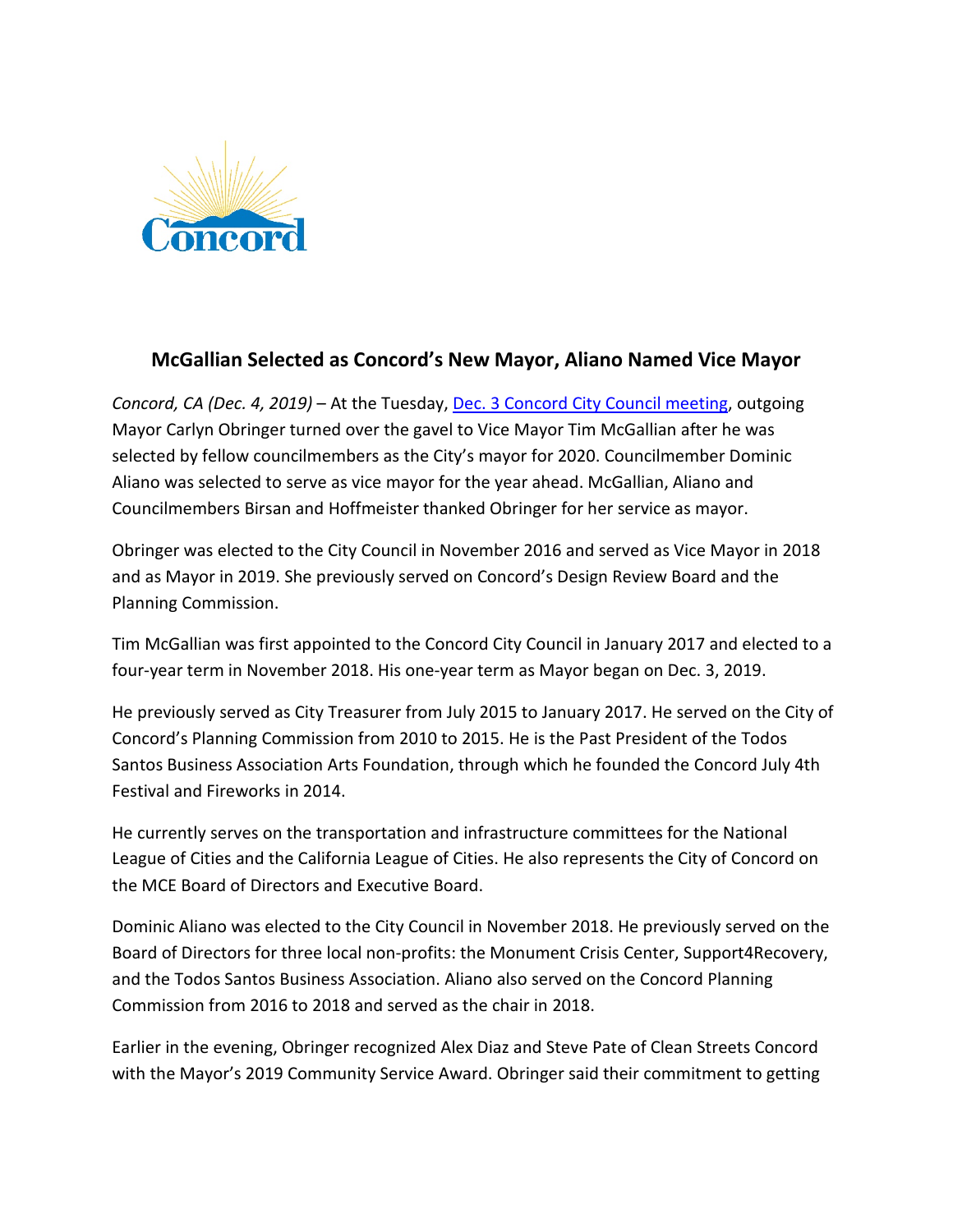# McGallian Selected as Concord's New Mayor, Aliano Named Vice Mayor

*Concord, CA (Dec. 4, 2019)* – At the Tuesday, Dec. 3 Concord City Council meeting, outgoing Mayor Carlyn Obringer turned over the gavel to Vice Mayor Tim McGallian after he was selected by fellow councilmembers as the City's mayor for 2020. Councilmember Dominic Aliano was selected to serve as vice mayor for the year ahead. McGallian, Aliano and Councilmembers Birsan and Hoffmeister thanked Obringer for her service as mayor.

Obringer was elected to the City Council in November 2016 and served as Vice Mayor in 2018 and as Mayor in 2019. She previously served on Concord's Design Review Board and the Planning Commission.

Tim McGallian was first appointed to the Concord City Council in January 2017 and elected to a four-year term in November 2018. His one-year term as Mayor began on Dec. 3, 2019.

He previously served as City Treasurer from July 2015 to January 2017. He served on the City of Concord's Planning Commission from 2010 to 2015. He is the Past President of the Todos Santos Business Association Arts Foundation, through which he founded the Concord July 4th Festival and Fireworks in 2014.

He currently serves on the transportation and infrastructure committees for the National League of Cities and the California League of Cities. He also represents the City of Concord on the MCE Board of Directors and Executive Board.

Dominic Aliano was elected to the City Council in November 2018. He previously served on the Board of Directors for three local non-profits: the Monument Crisis Center, Support4Recovery, and the Todos Santos Business Association. Aliano also served on the Concord Planning Commission from 2016 to 2018 and served as the chair in 2018.

Earlier in the evening, Obringer recognized Alex Diaz and Steve Pate of Clean Streets Concord with the Mayor's 2019 Community Service Award. Obringer said their commitment to getting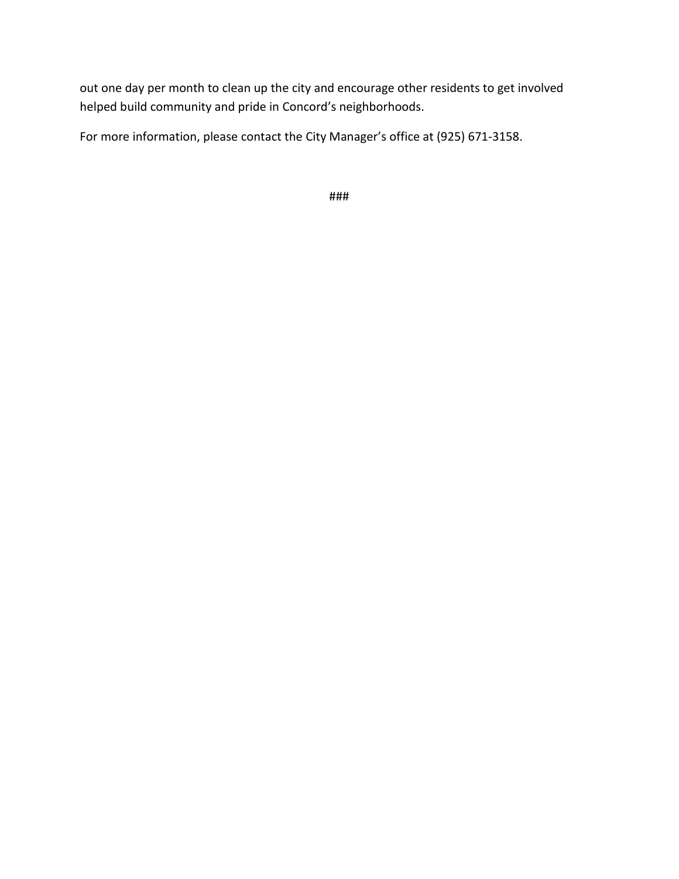out one day per month to clean up the city and encourage other residents to get involved helped build community and pride in Concord's neighborhoods.

For more information, please contact the City Manager's office at (925) 671-3158.

###